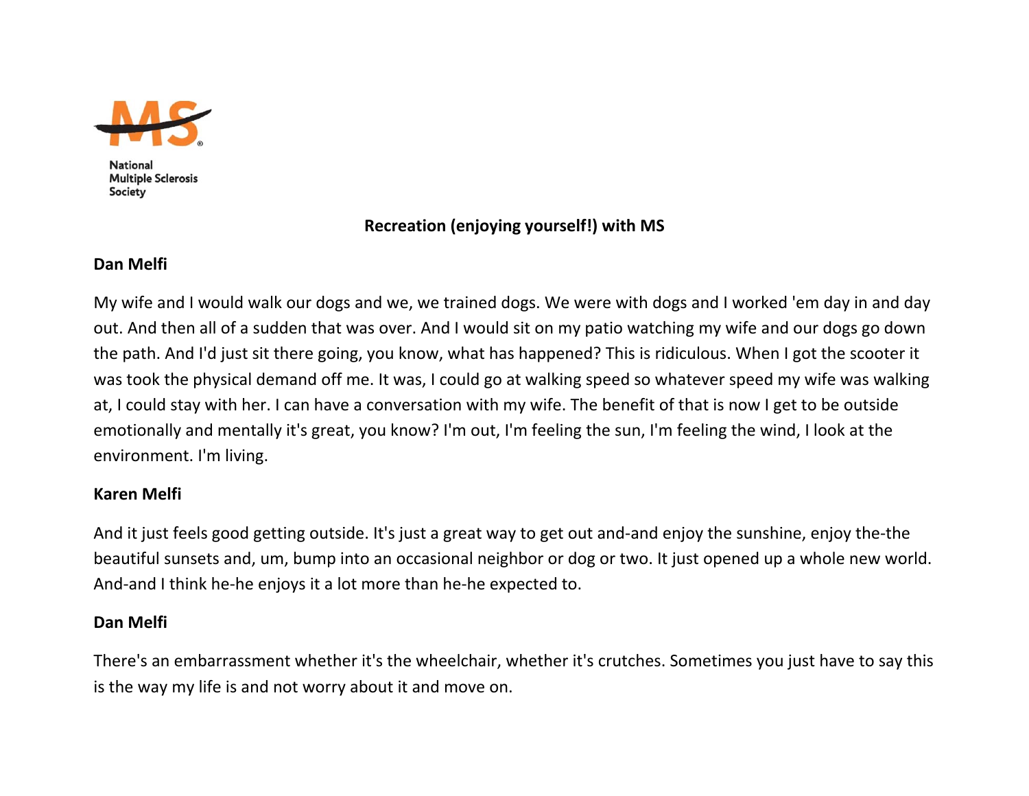National Multiple Sclerosis Society

# Recreation (enjoying yourself!) with MS

**Dan Melfi**

My wife and I would walk our dogs and we, we trained dogs. We were with dogs and I worked 'em day in and day out. And then all of a sudden that was over. And I would sit on my patio watching my wife and our dogs go down the path. And I'd just sit there going, you know, what has happened? This is ridiculous. When I got the scooter it was took the physical demand off me. It was, I could go at walking speed so whatever speed my wife was walking at, I could stay with her. I can have a conversation with my wife. The benefit of that is now I get to be outside emotionally and mentally it's great, you know? I'm out, I'm feeling the sun, I'm feeling the wind, I look at the environment. I'm living.

**Karen Melfi**

And it just feels good getting outside. It's just a great way to get out and-and enjoy the sunshine, enjoy the-the beautiful sunsets and, um, bump into an occasional neighbor or dog or two. It just opened up a whole new world. And-and I think he-he enjoys it a lot more than he-he expected to.

**Dan Melfi**

There's an embarrassment whether it's the wheelchair, whether it's crutches. Sometimes you just have to say this is the way my life is and not worry about it and move on.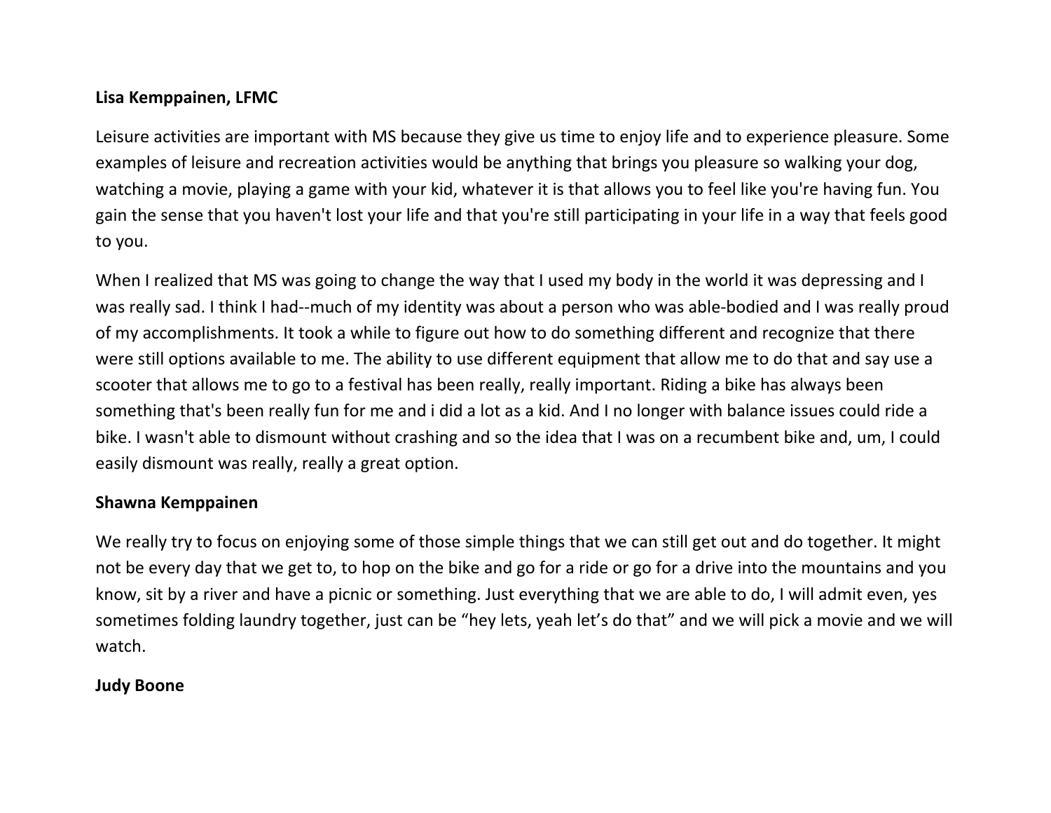**Lisa Kemppainen, LFMC**

Leisure activities are important with MS because they give us time to enjoy life and to experience pleasure. Some examples of leisure and recreation activities would be anything that brings you pleasure so walking your dog, watching a movie, playing a game with your kid, whatever it is that allows you to feel like you're having fun. You gain the sense that you haven't lost your life and that you're still participating in your life in a way that feels good to you.

When I realized that MS was going to change the way that I used my body in the world it was depressing and I was really sad. I think I had--much of my identity was about a person who was able-bodied and I was really proud of my accomplishments. It took a while to figure out how to do something different and recognize that there were still options available to me. The ability to use different equipment that allow me to do that and say use a scooter that allows me to go to a festival has been really, really important. Riding a bike has always been something that's been really fun for me and i did a lot as a kid. And I no longer with balance issues could ride a bike. I wasn't able to dismount without crashing and so the idea that I was on a recumbent bike and, um, I could easily dismount was really, really a great option.

**Shawna Kemppainen**

We really try to focus on enjoying some of those simple things that we can still get out and do together. It might not be every day that we get to, to hop on the bike and go for a ride or go for a drive into the mountains and you know, sit by a river and have a picnic or something. Just everything that we are able to do, I will admit even, yes sometimes folding laundry together, just can be “hey lets, yeah let’s do that” and we will pick a movie and we will watch.

**Judy Boone**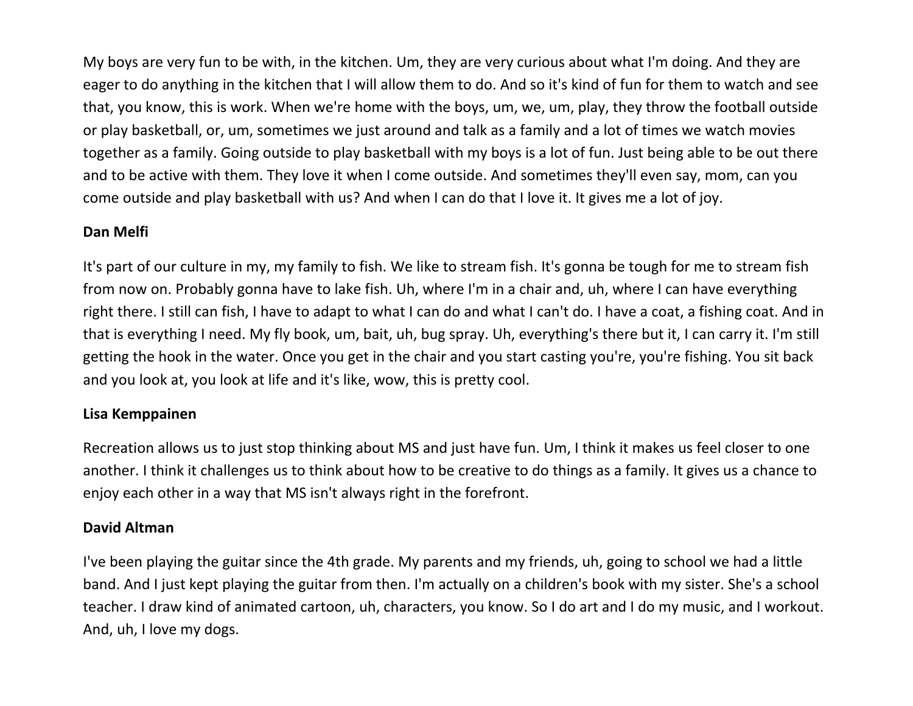My boys are very fun to be with, in the kitchen. Um, they are very curious about what I'm doing. And they are eager to do anything in the kitchen that I will allow them to do. And so it's kind of fun for them to watch and see that, you know, this is work. When we're home with the boys, um, we, um, play, they throw the football outside or play basketball, or, um, sometimes we just around and talk as a family and a lot of times we watch movies together as a family. Going outside to play basketball with my boys is a lot of fun. Just being able to be out there and to be active with them. They love it when I come outside. And sometimes they'll even say, mom, can you come outside and play basketball with us? And when I can do that I love it. It gives me a lot of joy.

**Dan Melfi**

It's part of our culture in my, my family to fish. We like to stream fish. It's gonna be tough for me to stream fish from now on. Probably gonna have to lake fish. Uh, where I'm in a chair and, uh, where I can have everything right there. I still can fish, I have to adapt to what I can do and what I can't do. I have a coat, a fishing coat. And in that is everything I need. My fly book, um, bait, uh, bug spray. Uh, everything's there but it, I can carry it. I'm still getting the hook in the water. Once you get in the chair and you start casting you're, you're fishing. You sit back and you look at, you look at life and it's like, wow, this is pretty cool.

**Lisa Kemppainen**

Recreation allows us to just stop thinking about MS and just have fun. Um, I think it makes us feel closer to one another. I think it challenges us to think about how to be creative to do things as a family. It gives us a chance to enjoy each other in a way that MS isn't always right in the forefront.

**David Altman**

I've been playing the guitar since the 4th grade. My parents and my friends, uh, going to school we had a little band. And I just kept playing the guitar from then. I'm actually on a children's book with my sister. She's a school teacher. I draw kind of animated cartoon, uh, characters, you know. So I do art and I do my music, and I workout. And, uh, I love my dogs.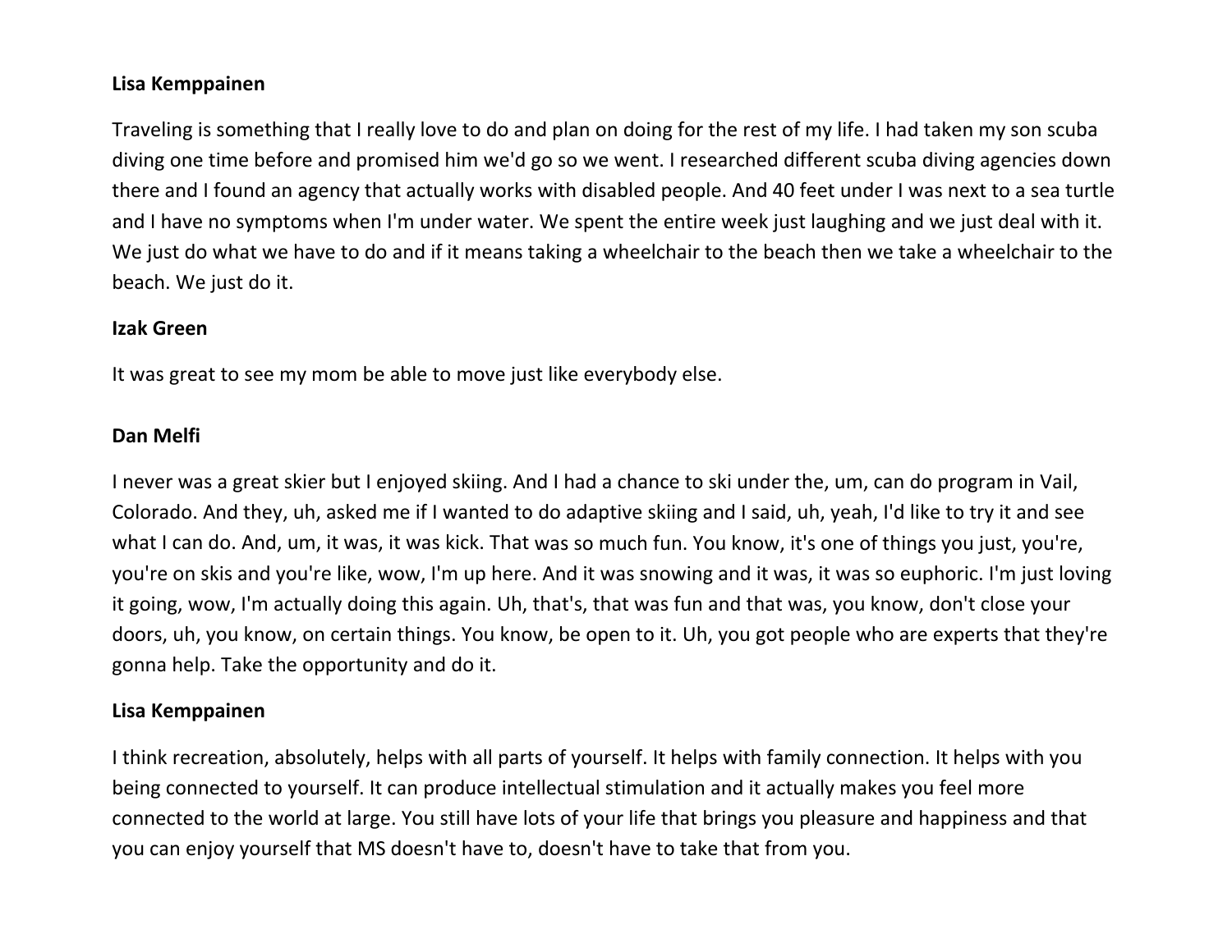**Lisa Kemppainen**

Traveling is something that I really love to do and plan on doing for the rest of my life. I had taken my son scuba diving one time before and promised him we'd go so we went. I researched different scuba diving agencies down there and I found an agency that actually works with disabled people. And 40 feet under I was next to a sea turtle and I have no symptoms when I'm under water. We spent the entire week just laughing and we just deal with it. We just do what we have to do and if it means taking a wheelchair to the beach then we take a wheelchair to the beach. We just do it.

**Izak Green**

It was great to see my mom be able to move just like everybody else.

**Dan Melfi**

I never was a great skier but I enjoyed skiing. And I had a chance to ski under the, um, can do program in Vail, Colorado. And they, uh, asked me if I wanted to do adaptive skiing and I said, uh, yeah, I'd like to try it and see what I can do. And, um, it was, it was kick. That was so much fun. You know, it's one of things you just, you're, you're on skis and you're like, wow, I'm up here. And it was snowing and it was, it was so euphoric. I'm just loving it going, wow, I'm actually doing this again. Uh, that's, that was fun and that was, you know, don't close your doors, uh, you know, on certain things. You know, be open to it. Uh, you got people who are experts that they're gonna help. Take the opportunity and do it.

**Lisa Kemppainen**

I think recreation, absolutely, helps with all parts of yourself. It helps with family connection. It helps with you being connected to yourself. It can produce intellectual stimulation and it actually makes you feel more connected to the world at large. You still have lots of your life that brings you pleasure and happiness and that you can enjoy yourself that MS doesn't have to, doesn't have to take that from you.